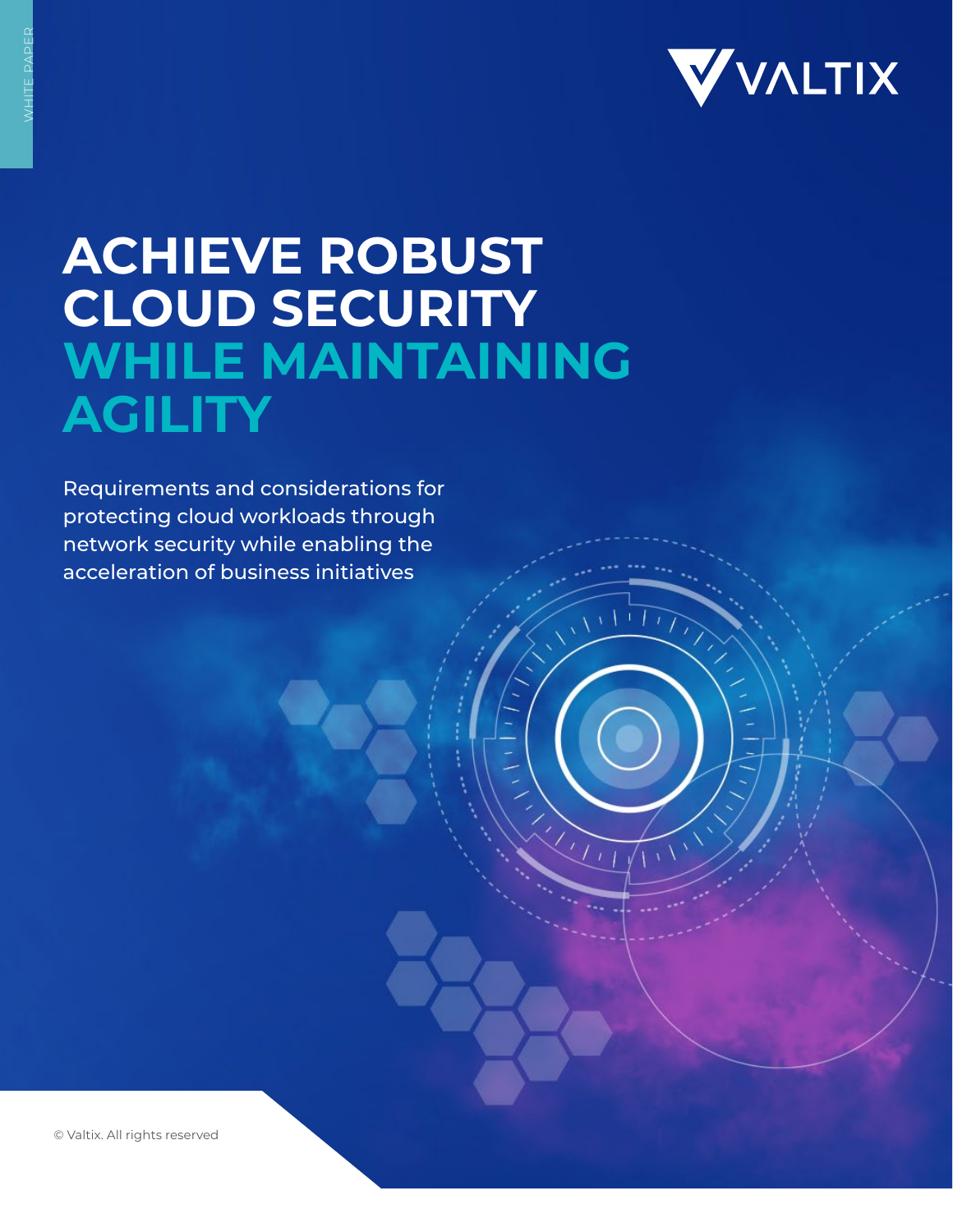WHITE PAPER

VALTIX

# ACHIEVE ROBUST CLOUD SECURITY WHILE MAINTAINING AGILITY

Requirements and considerations for protecting cloud workloads through network security while enabling the acceleration of business initiatives

© Valtix. All rights reserved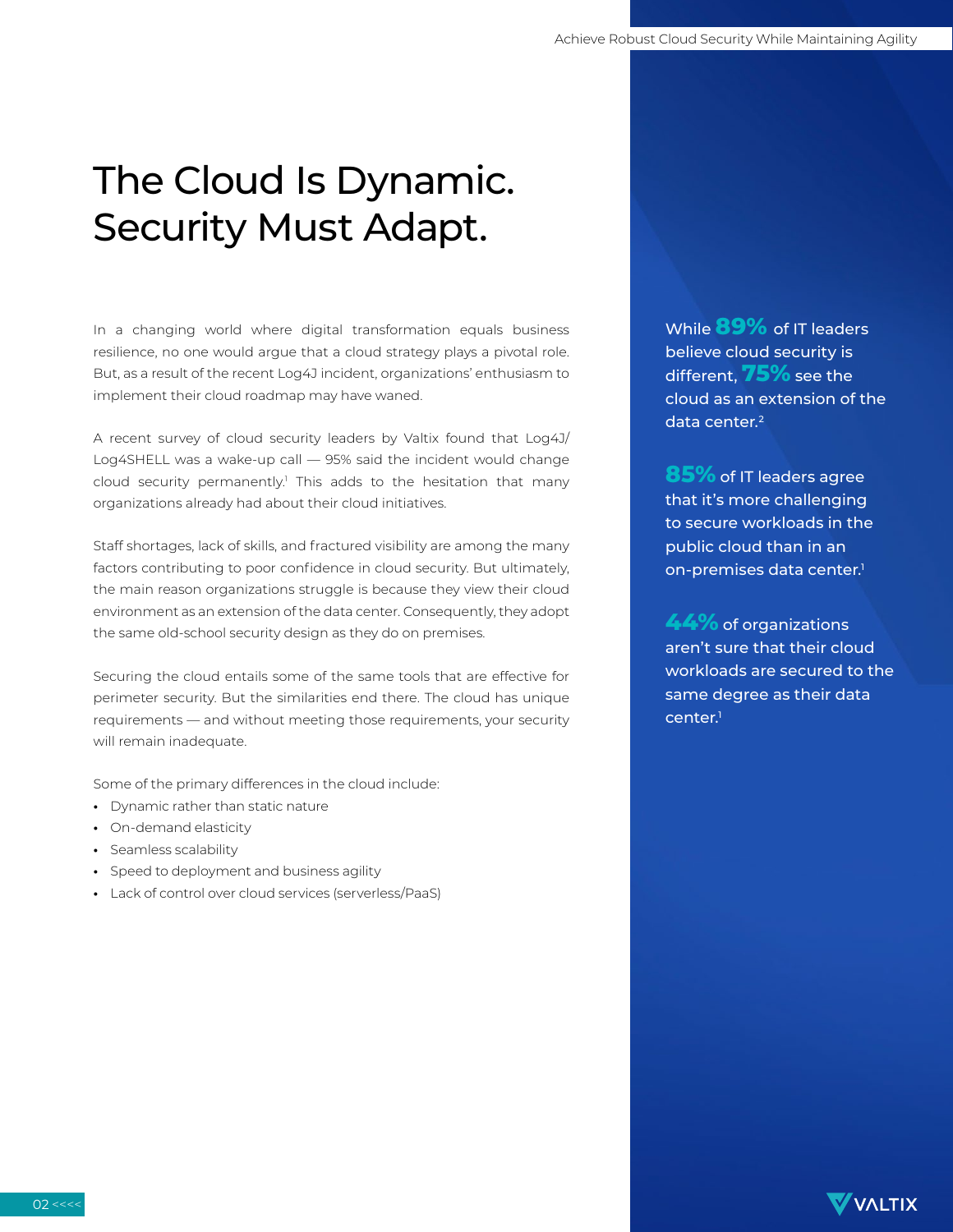# The Cloud Is Dynamic. Security Must Adapt.

In a changing world where digital transformation equals business resilience, no one would argue that a cloud strategy plays a pivotal role. But, as a result of the recent Log4J incident, organizations' enthusiasm to implement their cloud roadmap may have waned.

A recent survey of cloud security leaders by Valtix found that Log4J/Log4SHELL was a wake-up call — 95% said the incident would change cloud security permanently.[1] This adds to the hesitation that many organizations already had about their cloud initiatives.

Staff shortages, lack of skills, and fractured visibility are among the many factors contributing to poor confidence in cloud security. But ultimately, the main reason organizations struggle is because they view their cloud environment as an extension of the data center. Consequently, they adopt the same old-school security design as they do on premises.

Securing the cloud entails some of the same tools that are effective for perimeter security. But the similarities end there. The cloud has unique requirements — and without meeting those requirements, your security will remain inadequate.

Some of the primary differences in the cloud include:

- Dynamic rather than static nature
- On-demand elasticity
- Seamless scalability
- Speed to deployment and business agility
- Lack of control over cloud services (serverless/PaaS)

While **89%** of IT leaders believe cloud security is different, **75%** see the cloud as an extension of the data center.[2]

**85%** of IT leaders agree that it's more challenging to secure workloads in the public cloud than in an on-premises data center.[1]

**44%** of organizations aren't sure that their cloud workloads are secured to the same degree as their data center.[1]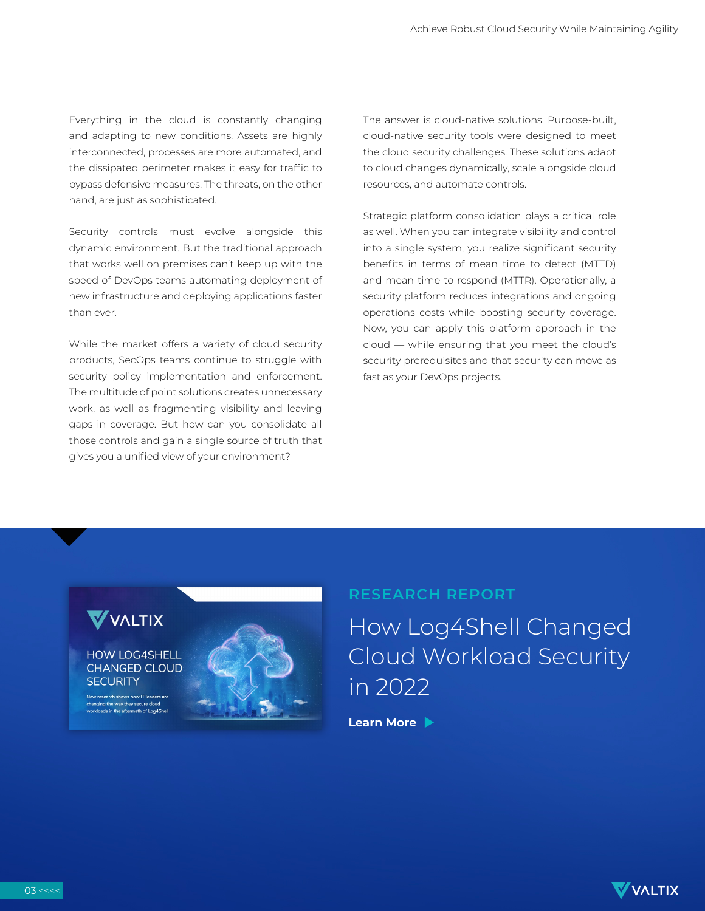Everything in the cloud is constantly changing and adapting to new conditions. Assets are highly interconnected, processes are more automated, and the dissipated perimeter makes it easy for traffic to bypass defensive measures. The threats, on the other hand, are just as sophisticated.

Security controls must evolve alongside this dynamic environment. But the traditional approach that works well on premises can't keep up with the speed of DevOps teams automating deployment of new infrastructure and deploying applications faster than ever.

While the market offers a variety of cloud security products, SecOps teams continue to struggle with security policy implementation and enforcement. The multitude of point solutions creates unnecessary work, as well as fragmenting visibility and leaving gaps in coverage. But how can you consolidate all those controls and gain a single source of truth that gives you a unified view of your environment?

The answer is cloud-native solutions. Purpose-built, cloud-native security tools were designed to meet the cloud security challenges. These solutions adapt to cloud changes dynamically, scale alongside cloud resources, and automate controls.

Strategic platform consolidation plays a critical role as well. When you can integrate visibility and control into a single system, you realize significant security benefits in terms of mean time to detect (MTTD) and mean time to respond (MTTR). Operationally, a security platform reduces integrations and ongoing operations costs while boosting security coverage. Now, you can apply this platform approach in the cloud — while ensuring that you meet the cloud's security prerequisites and that security can move as fast as your DevOps projects.

VALTIX

HOW LOG4SHELL CHANGED CLOUD SECURITY

New research shows how IT leaders are changing the way they secure cloud workloads in the aftermath of Log4Shell

RESEARCH REPORT

## How Log4Shell Changed Cloud Workload Security in 2022

**Learn More**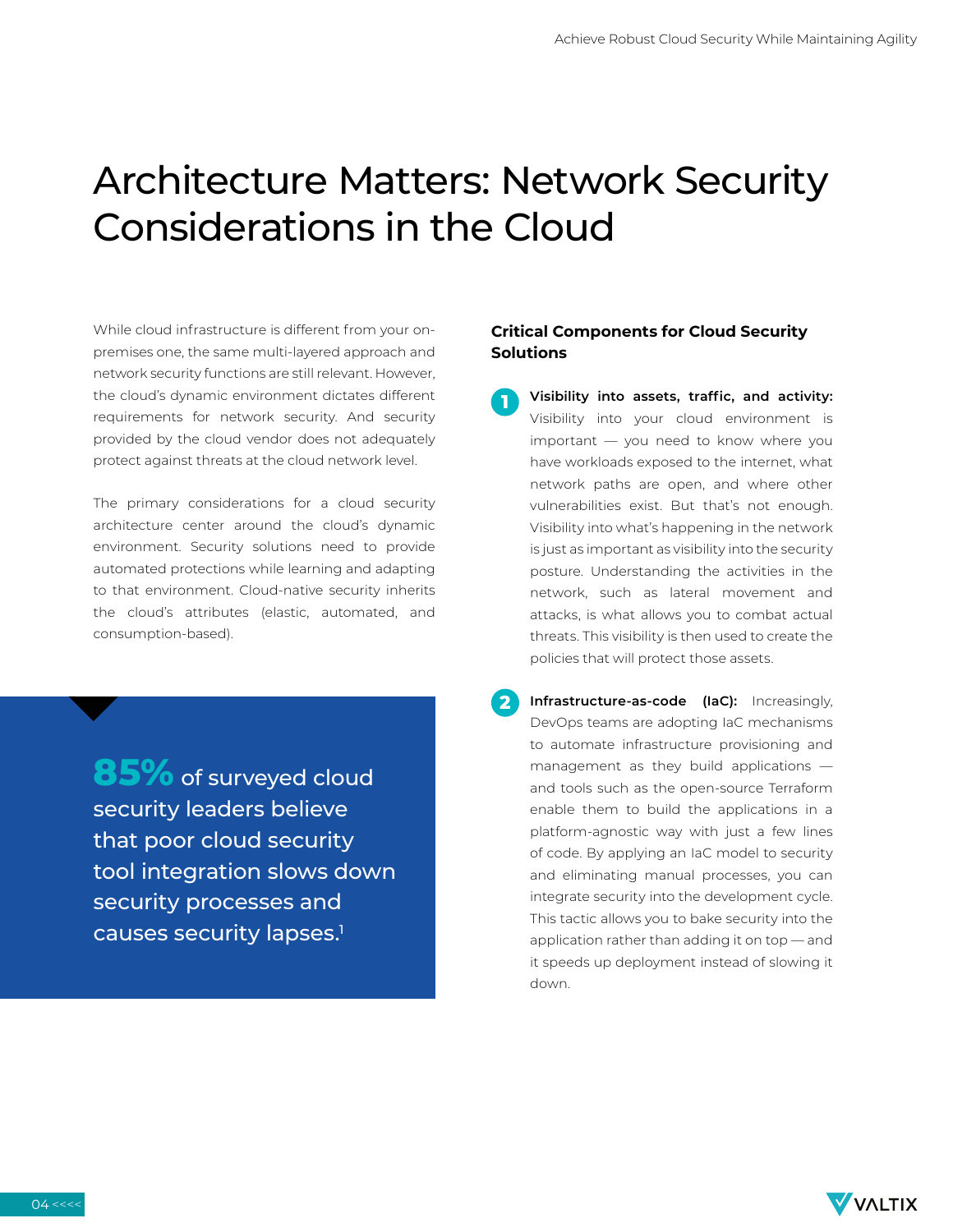# Architecture Matters: Network Security Considerations in the Cloud

While cloud infrastructure is different from your on-premises one, the same multi-layered approach and network security functions are still relevant. However, the cloud's dynamic environment dictates different requirements for network security. And security provided by the cloud vendor does not adequately protect against threats at the cloud network level.

The primary considerations for a cloud security architecture center around the cloud's dynamic environment. Security solutions need to provide automated protections while learning and adapting to that environment. Cloud-native security inherits the cloud's attributes (elastic, automated, and consumption-based).

**85%** of surveyed cloud security leaders believe that poor cloud security tool integration slows down security processes and causes security lapses.[1]

### Critical Components for Cloud Security Solutions

1. **Visibility into assets, traffic, and activity:** Visibility into your cloud environment is important — you need to know where you have workloads exposed to the internet, what network paths are open, and where other vulnerabilities exist. But that's not enough. Visibility into what's happening in the network is just as important as visibility into the security posture. Understanding the activities in the network, such as lateral movement and attacks, is what allows you to combat actual threats. This visibility is then used to create the policies that will protect those assets.

2. **Infrastructure-as-code (IaC):** Increasingly, DevOps teams are adopting IaC mechanisms to automate infrastructure provisioning and management as they build applications — and tools such as the open-source Terraform enable them to build the applications in a platform-agnostic way with just a few lines of code. By applying an IaC model to security and eliminating manual processes, you can integrate security into the development cycle. This tactic allows you to bake security into the application rather than adding it on top — and it speeds up deployment instead of slowing it down.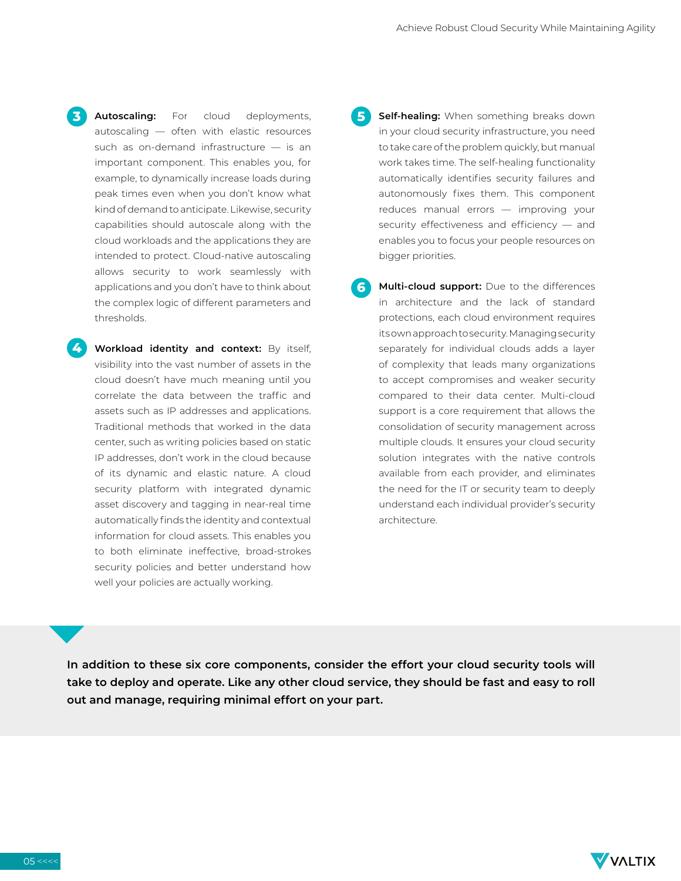3. **Autoscaling:** For cloud deployments, autoscaling — often with elastic resources such as on-demand infrastructure — is an important component. This enables you, for example, to dynamically increase loads during peak times even when you don't know what kind of demand to anticipate. Likewise, security capabilities should autoscale along with the cloud workloads and the applications they are intended to protect. Cloud-native autoscaling allows security to work seamlessly with applications and you don't have to think about the complex logic of different parameters and thresholds.

4. **Workload identity and context:** By itself, visibility into the vast number of assets in the cloud doesn't have much meaning until you correlate the data between the traffic and assets such as IP addresses and applications. Traditional methods that worked in the data center, such as writing policies based on static IP addresses, don't work in the cloud because of its dynamic and elastic nature. A cloud security platform with integrated dynamic asset discovery and tagging in near-real time automatically finds the identity and contextual information for cloud assets. This enables you to both eliminate ineffective, broad-strokes security policies and better understand how well your policies are actually working.

5. **Self-healing:** When something breaks down in your cloud security infrastructure, you need to take care of the problem quickly, but manual work takes time. The self-healing functionality automatically identifies security failures and autonomously fixes them. This component reduces manual errors — improving your security effectiveness and efficiency — and enables you to focus your people resources on bigger priorities.

6. **Multi-cloud support:** Due to the differences in architecture and the lack of standard protections, each cloud environment requires its own approach to security. Managing security separately for individual clouds adds a layer of complexity that leads many organizations to accept compromises and weaker security compared to their data center. Multi-cloud support is a core requirement that allows the consolidation of security management across multiple clouds. It ensures your cloud security solution integrates with the native controls available from each provider, and eliminates the need for the IT or security team to deeply understand each individual provider's security architecture.

**In addition to these six core components, consider the effort your cloud security tools will take to deploy and operate. Like any other cloud service, they should be fast and easy to roll out and manage, requiring minimal effort on your part.**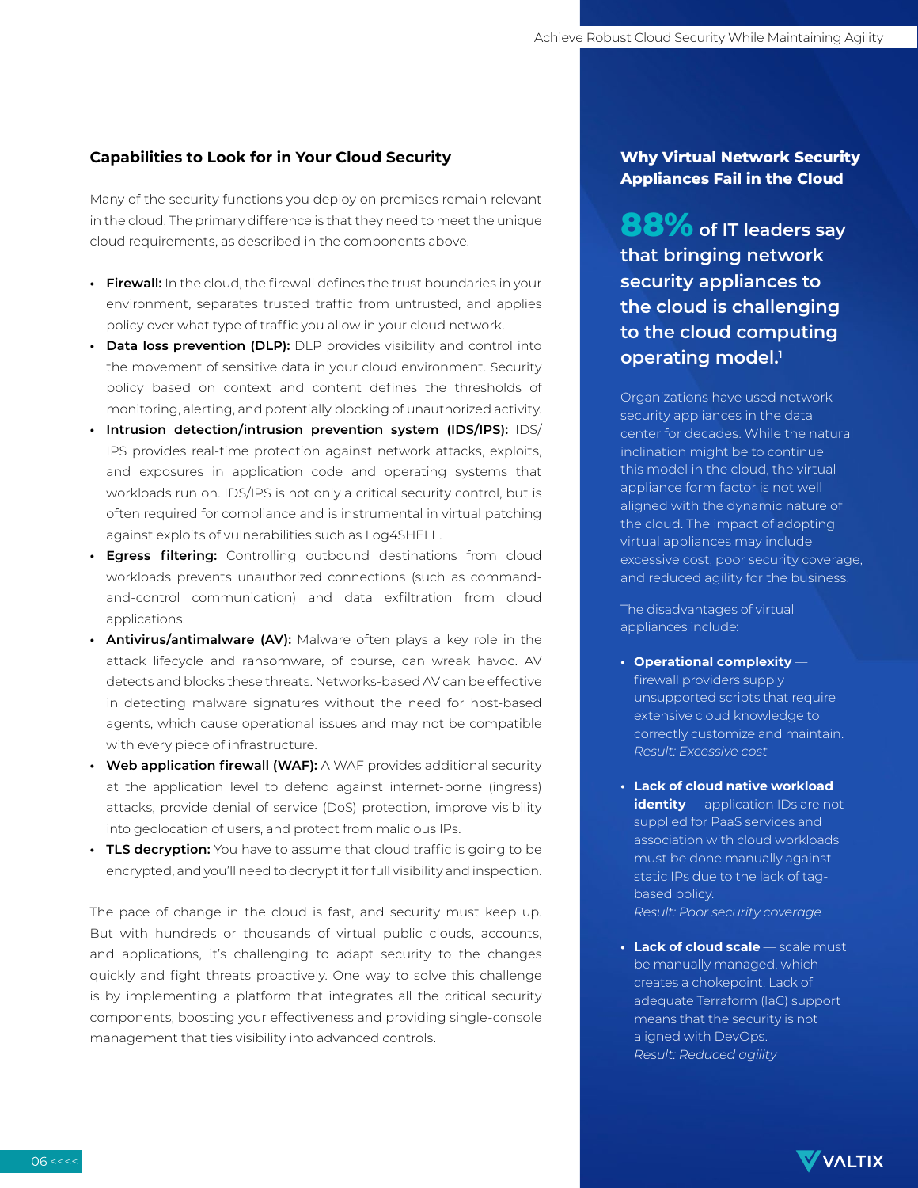## Capabilities to Look for in Your Cloud Security

Many of the security functions you deploy on premises remain relevant in the cloud. The primary difference is that they need to meet the unique cloud requirements, as described in the components above.

- **Firewall:** In the cloud, the firewall defines the trust boundaries in your environment, separates trusted traffic from untrusted, and applies policy over what type of traffic you allow in your cloud network.
- **Data loss prevention (DLP):** DLP provides visibility and control into the movement of sensitive data in your cloud environment. Security policy based on context and content defines the thresholds of monitoring, alerting, and potentially blocking of unauthorized activity.
- **Intrusion detection/intrusion prevention system (IDS/IPS):** IDS/IPS provides real-time protection against network attacks, exploits, and exposures in application code and operating systems that workloads run on. IDS/IPS is not only a critical security control, but is often required for compliance and is instrumental in virtual patching against exploits of vulnerabilities such as Log4SHELL.
- **Egress filtering:** Controlling outbound destinations from cloud workloads prevents unauthorized connections (such as command-and-control communication) and data exfiltration from cloud applications.
- **Antivirus/antimalware (AV):** Malware often plays a key role in the attack lifecycle and ransomware, of course, can wreak havoc. AV detects and blocks these threats. Networks-based AV can be effective in detecting malware signatures without the need for host-based agents, which cause operational issues and may not be compatible with every piece of infrastructure.
- **Web application firewall (WAF):** A WAF provides additional security at the application level to defend against internet-borne (ingress) attacks, provide denial of service (DoS) protection, improve visibility into geolocation of users, and protect from malicious IPs.
- **TLS decryption:** You have to assume that cloud traffic is going to be encrypted, and you'll need to decrypt it for full visibility and inspection.

The pace of change in the cloud is fast, and security must keep up. But with hundreds or thousands of virtual public clouds, accounts, and applications, it's challenging to adapt security to the changes quickly and fight threats proactively. One way to solve this challenge is by implementing a platform that integrates all the critical security components, boosting your effectiveness and providing single-console management that ties visibility into advanced controls.

### Why Virtual Network Security Appliances Fail in the Cloud

**88% of IT leaders say that bringing network security appliances to the cloud is challenging to the cloud computing operating model.[1]**

Organizations have used network security appliances in the data center for decades. While the natural inclination might be to continue this model in the cloud, the virtual appliance form factor is not well aligned with the dynamic nature of the cloud. The impact of adopting virtual appliances may include excessive cost, poor security coverage, and reduced agility for the business.

The disadvantages of virtual appliances include:

- **Operational complexity** — firewall providers supply unsupported scripts that require extensive cloud knowledge to correctly customize and maintain.
  *Result: Excessive cost*
- **Lack of cloud native workload identity** — application IDs are not supplied for PaaS services and association with cloud workloads must be done manually against static IPs due to the lack of tag-based policy.
  *Result: Poor security coverage*
- **Lack of cloud scale** — scale must be manually managed, which creates a chokepoint. Lack of adequate Terraform (IaC) support means that the security is not aligned with DevOps.
  *Result: Reduced agility*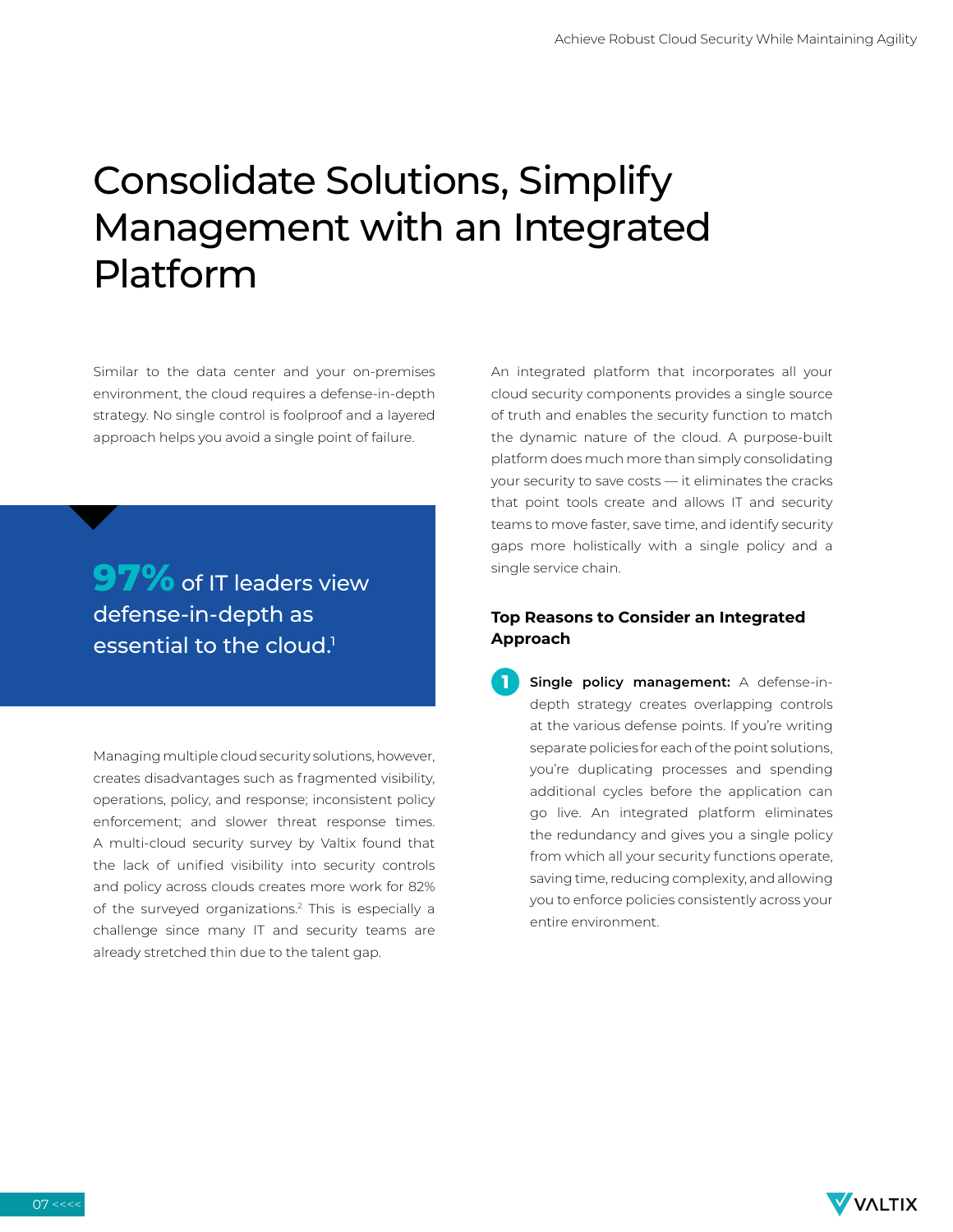# Consolidate Solutions, Simplify Management with an Integrated Platform

Similar to the data center and your on-premises environment, the cloud requires a defense-in-depth strategy. No single control is foolproof and a layered approach helps you avoid a single point of failure.

**97%** of IT leaders view defense-in-depth as essential to the cloud.[1]

Managing multiple cloud security solutions, however, creates disadvantages such as fragmented visibility, operations, policy, and response; inconsistent policy enforcement; and slower threat response times. A multi-cloud security survey by Valtix found that the lack of unified visibility into security controls and policy across clouds creates more work for 82% of the surveyed organizations.[2] This is especially a challenge since many IT and security teams are already stretched thin due to the talent gap.

An integrated platform that incorporates all your cloud security components provides a single source of truth and enables the security function to match the dynamic nature of the cloud. A purpose-built platform does much more than simply consolidating your security to save costs — it eliminates the cracks that point tools create and allows IT and security teams to move faster, save time, and identify security gaps more holistically with a single policy and a single service chain.

### Top Reasons to Consider an Integrated Approach

1. **Single policy management:** A defense-in-depth strategy creates overlapping controls at the various defense points. If you're writing separate policies for each of the point solutions, you're duplicating processes and spending additional cycles before the application can go live. An integrated platform eliminates the redundancy and gives you a single policy from which all your security functions operate, saving time, reducing complexity, and allowing you to enforce policies consistently across your entire environment.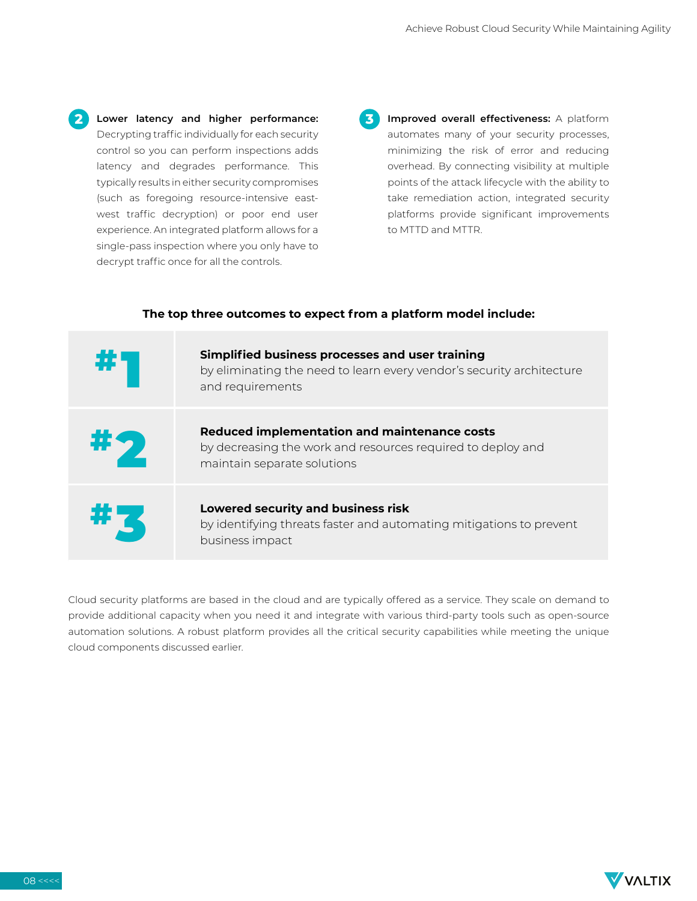2. **Lower latency and higher performance:** Decrypting traffic individually for each security control so you can perform inspections adds latency and degrades performance. This typically results in either security compromises (such as foregoing resource-intensive east-west traffic decryption) or poor end user experience. An integrated platform allows for a single-pass inspection where you only have to decrypt traffic once for all the controls.

3. **Improved overall effectiveness:** A platform automates many of your security processes, minimizing the risk of error and reducing overhead. By connecting visibility at multiple points of the attack lifecycle with the ability to take remediation action, integrated security platforms provide significant improvements to MTTD and MTTR.

**The top three outcomes to expect from a platform model include:**

| | |
|---|---|
| #1 | **Simplified business processes and user training** by eliminating the need to learn every vendor's security architecture and requirements |
| #2 | **Reduced implementation and maintenance costs** by decreasing the work and resources required to deploy and maintain separate solutions |
| #3 | **Lowered security and business risk** by identifying threats faster and automating mitigations to prevent business impact |

Cloud security platforms are based in the cloud and are typically offered as a service. They scale on demand to provide additional capacity when you need it and integrate with various third-party tools such as open-source automation solutions. A robust platform provides all the critical security capabilities while meeting the unique cloud components discussed earlier.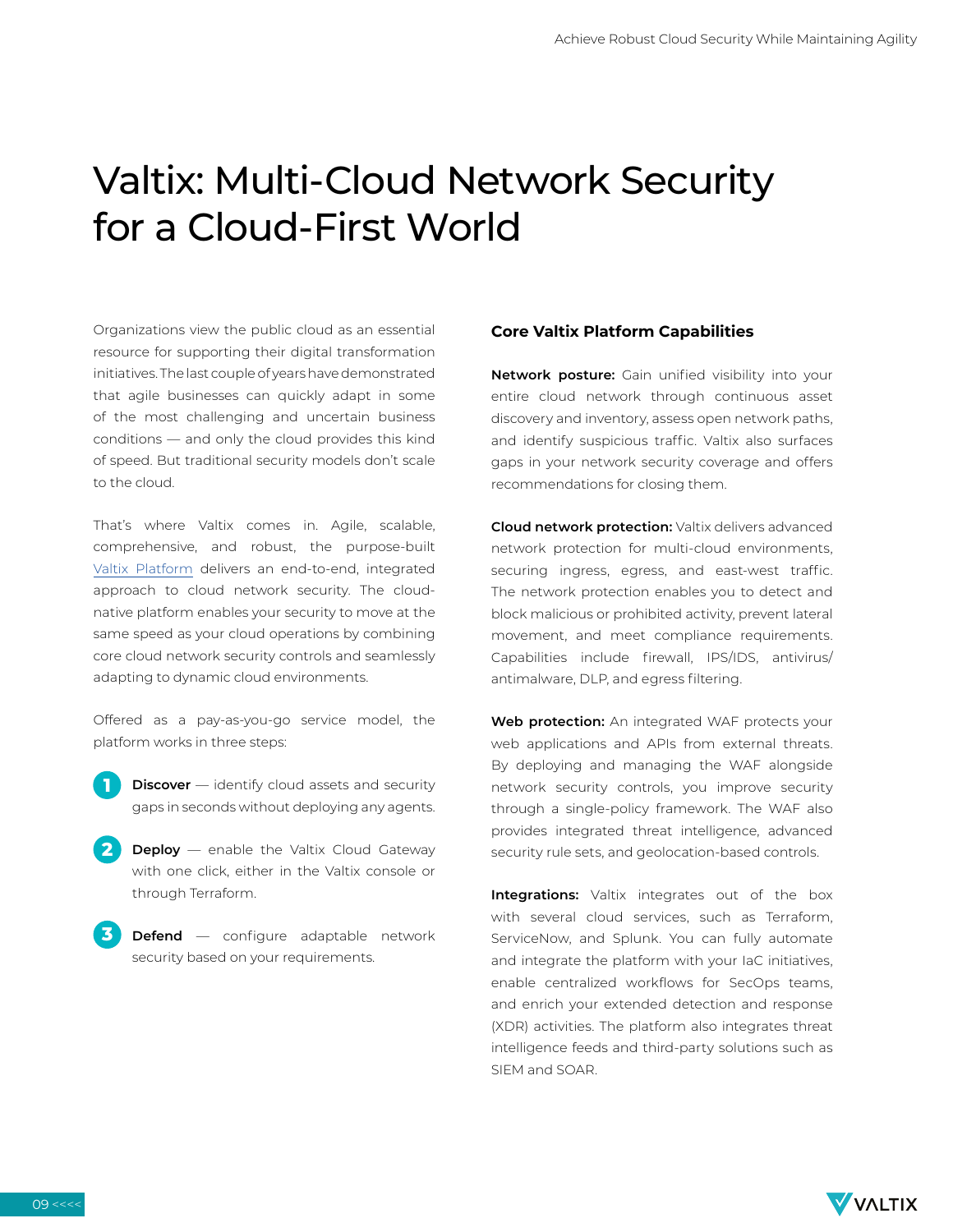# Valtix: Multi-Cloud Network Security for a Cloud-First World

Organizations view the public cloud as an essential resource for supporting their digital transformation initiatives. The last couple of years have demonstrated that agile businesses can quickly adapt in some of the most challenging and uncertain business conditions — and only the cloud provides this kind of speed. But traditional security models don't scale to the cloud.

That's where Valtix comes in. Agile, scalable, comprehensive, and robust, the purpose-built Valtix Platform delivers an end-to-end, integrated approach to cloud network security. The cloud-native platform enables your security to move at the same speed as your cloud operations by combining core cloud network security controls and seamlessly adapting to dynamic cloud environments.

Offered as a pay-as-you-go service model, the platform works in three steps:

1. **Discover** — identify cloud assets and security gaps in seconds without deploying any agents.
2. **Deploy** — enable the Valtix Cloud Gateway with one click, either in the Valtix console or through Terraform.
3. **Defend** — configure adaptable network security based on your requirements.

### Core Valtix Platform Capabilities

**Network posture:** Gain unified visibility into your entire cloud network through continuous asset discovery and inventory, assess open network paths, and identify suspicious traffic. Valtix also surfaces gaps in your network security coverage and offers recommendations for closing them.

**Cloud network protection:** Valtix delivers advanced network protection for multi-cloud environments, securing ingress, egress, and east-west traffic. The network protection enables you to detect and block malicious or prohibited activity, prevent lateral movement, and meet compliance requirements. Capabilities include firewall, IPS/IDS, antivirus/antimalware, DLP, and egress filtering.

**Web protection:** An integrated WAF protects your web applications and APIs from external threats. By deploying and managing the WAF alongside network security controls, you improve security through a single-policy framework. The WAF also provides integrated threat intelligence, advanced security rule sets, and geolocation-based controls.

**Integrations:** Valtix integrates out of the box with several cloud services, such as Terraform, ServiceNow, and Splunk. You can fully automate and integrate the platform with your IaC initiatives, enable centralized workflows for SecOps teams, and enrich your extended detection and response (XDR) activities. The platform also integrates threat intelligence feeds and third-party solutions such as SIEM and SOAR.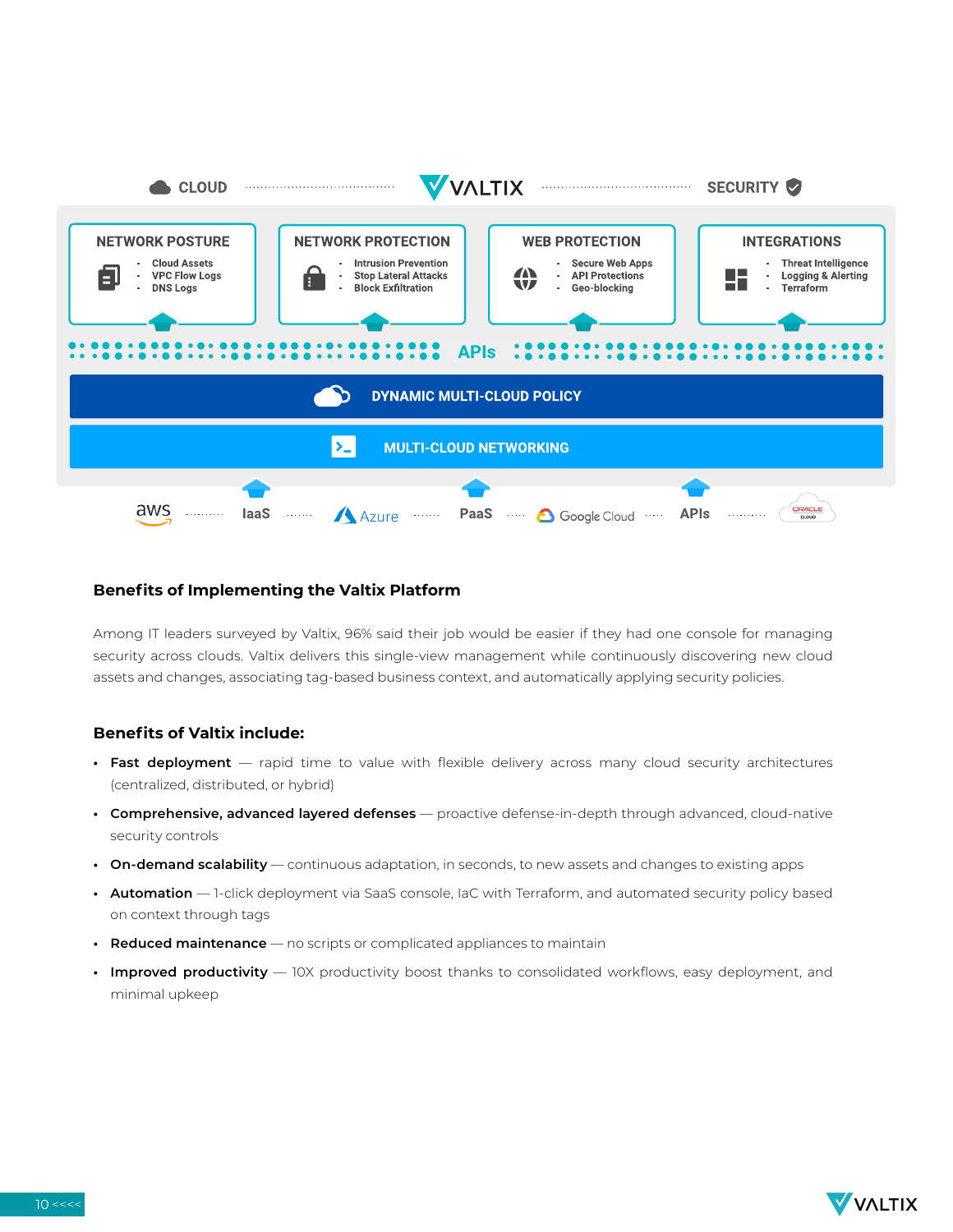CLOUD ········ VALTIX ········ SECURITY

**NETWORK POSTURE**
- Cloud Assets
- VPC Flow Logs
- DNS Logs

**NETWORK PROTECTION**
- Intrusion Prevention
- Stop Lateral Attacks
- Block Exfiltration

**WEB PROTECTION**
- Secure Web Apps
- API Protections
- Geo-blocking

**INTEGRATIONS**
- Threat Intelligence
- Logging & Alerting
- Terraform

APIs

DYNAMIC MULTI-CLOUD POLICY

MULTI-CLOUD NETWORKING

aws ········ IaaS ········ Azure ········ PaaS ········ Google Cloud ········ APIs ········ ORACLE CLOUD

### Benefits of Implementing the Valtix Platform

Among IT leaders surveyed by Valtix, 96% said their job would be easier if they had one console for managing security across clouds. Valtix delivers this single-view management while continuously discovering new cloud assets and changes, associating tag-based business context, and automatically applying security policies.

### Benefits of Valtix include:

- **Fast deployment** — rapid time to value with flexible delivery across many cloud security architectures (centralized, distributed, or hybrid)
- **Comprehensive, advanced layered defenses** — proactive defense-in-depth through advanced, cloud-native security controls
- **On-demand scalability** — continuous adaptation, in seconds, to new assets and changes to existing apps
- **Automation** — 1-click deployment via SaaS console, IaC with Terraform, and automated security policy based on context through tags
- **Reduced maintenance** — no scripts or complicated appliances to maintain
- **Improved productivity** — 10X productivity boost thanks to consolidated workflows, easy deployment, and minimal upkeep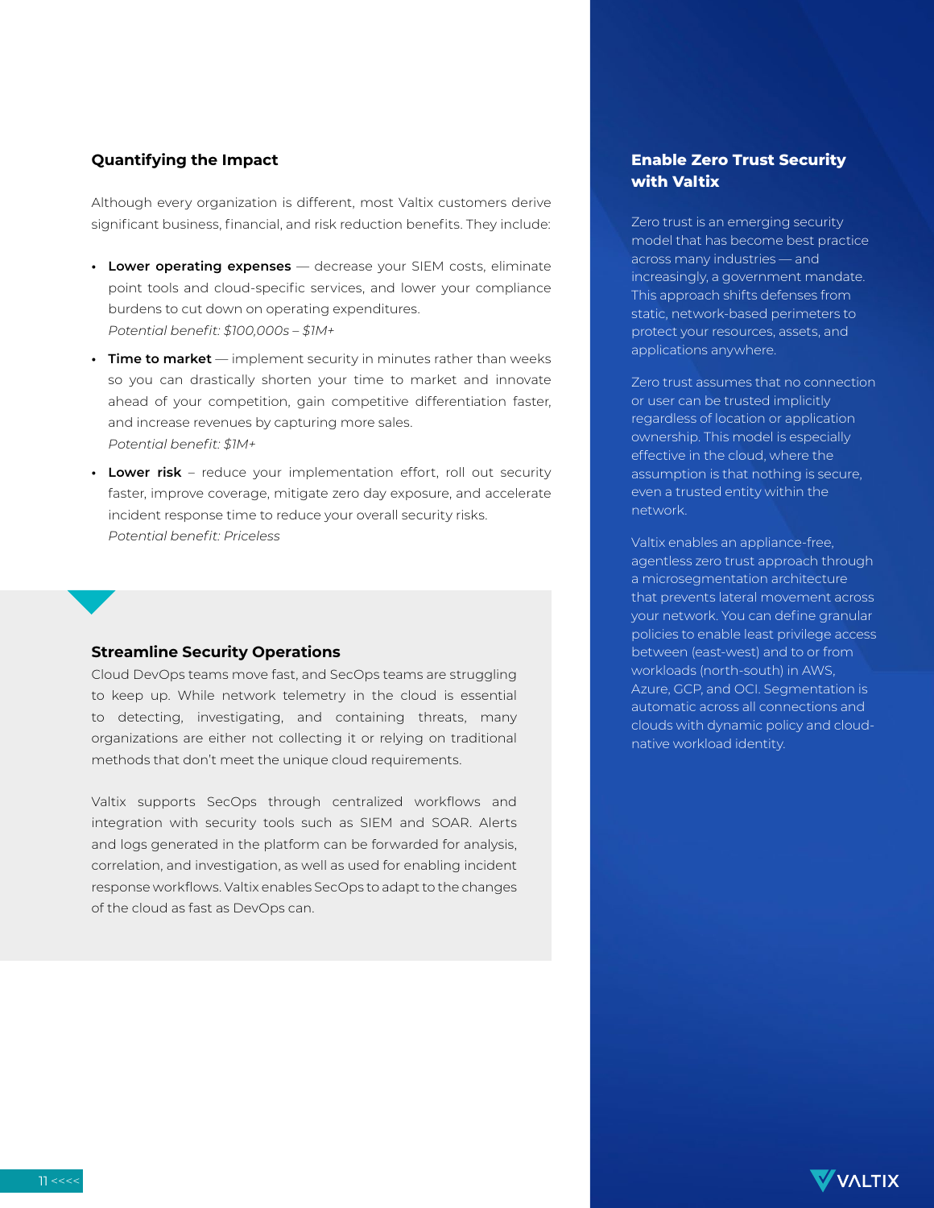## Quantifying the Impact

Although every organization is different, most Valtix customers derive significant business, financial, and risk reduction benefits. They include:

- **Lower operating expenses** — decrease your SIEM costs, eliminate point tools and cloud-specific services, and lower your compliance burdens to cut down on operating expenditures.
  *Potential benefit: $100,000s – $1M+*
- **Time to market** — implement security in minutes rather than weeks so you can drastically shorten your time to market and innovate ahead of your competition, gain competitive differentiation faster, and increase revenues by capturing more sales.
  *Potential benefit: $1M+*
- **Lower risk** – reduce your implementation effort, roll out security faster, improve coverage, mitigate zero day exposure, and accelerate incident response time to reduce your overall security risks.
  *Potential benefit: Priceless*

## Streamline Security Operations

Cloud DevOps teams move fast, and SecOps teams are struggling to keep up. While network telemetry in the cloud is essential to detecting, investigating, and containing threats, many organizations are either not collecting it or relying on traditional methods that don't meet the unique cloud requirements.

Valtix supports SecOps through centralized workflows and integration with security tools such as SIEM and SOAR. Alerts and logs generated in the platform can be forwarded for analysis, correlation, and investigation, as well as used for enabling incident response workflows. Valtix enables SecOps to adapt to the changes of the cloud as fast as DevOps can.

## Enable Zero Trust Security with Valtix

Zero trust is an emerging security model that has become best practice across many industries — and increasingly, a government mandate. This approach shifts defenses from static, network-based perimeters to protect your resources, assets, and applications anywhere.

Zero trust assumes that no connection or user can be trusted implicitly regardless of location or application ownership. This model is especially effective in the cloud, where the assumption is that nothing is secure, even a trusted entity within the network.

Valtix enables an appliance-free, agentless zero trust approach through a microsegmentation architecture that prevents lateral movement across your network. You can define granular policies to enable least privilege access between (east-west) and to or from workloads (north-south) in AWS, Azure, GCP, and OCI. Segmentation is automatic across all connections and clouds with dynamic policy and cloud-native workload identity.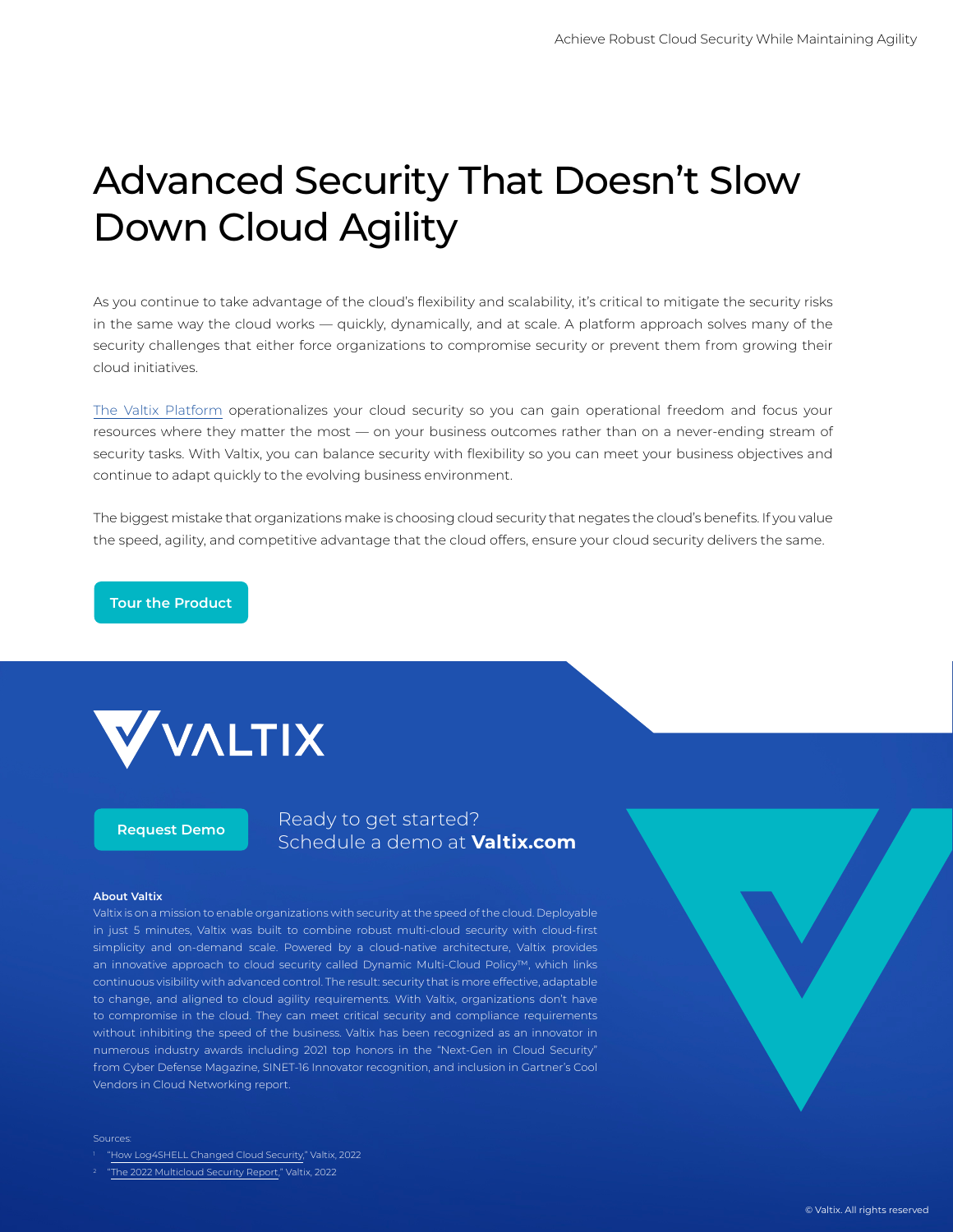# Advanced Security That Doesn't Slow Down Cloud Agility

As you continue to take advantage of the cloud's flexibility and scalability, it's critical to mitigate the security risks in the same way the cloud works — quickly, dynamically, and at scale. A platform approach solves many of the security challenges that either force organizations to compromise security or prevent them from growing their cloud initiatives.

The Valtix Platform operationalizes your cloud security so you can gain operational freedom and focus your resources where they matter the most — on your business outcomes rather than on a never-ending stream of security tasks. With Valtix, you can balance security with flexibility so you can meet your business objectives and continue to adapt quickly to the evolving business environment.

The biggest mistake that organizations make is choosing cloud security that negates the cloud's benefits. If you value the speed, agility, and competitive advantage that the cloud offers, ensure your cloud security delivers the same.

Tour the Product

VALTIX

Request Demo

Ready to get started?
Schedule a demo at **Valtix.com**

**About Valtix**

Valtix is on a mission to enable organizations with security at the speed of the cloud. Deployable in just 5 minutes, Valtix was built to combine robust multi-cloud security with cloud-first simplicity and on-demand scale. Powered by a cloud-native architecture, Valtix provides an innovative approach to cloud security called Dynamic Multi-Cloud Policy™, which links continuous visibility with advanced control. The result: security that is more effective, adaptable to change, and aligned to cloud agility requirements. With Valtix, organizations don't have to compromise in the cloud. They can meet critical security and compliance requirements without inhibiting the speed of the business. Valtix has been recognized as an innovator in numerous industry awards including 2021 top honors in the "Next-Gen in Cloud Security" from Cyber Defense Magazine, SINET-16 Innovator recognition, and inclusion in Gartner's Cool Vendors in Cloud Networking report.

Sources:

[1] "How Log4SHELL Changed Cloud Security," Valtix, 2022

[2] "The 2022 Multicloud Security Report," Valtix, 2022

© Valtix. All rights reserved